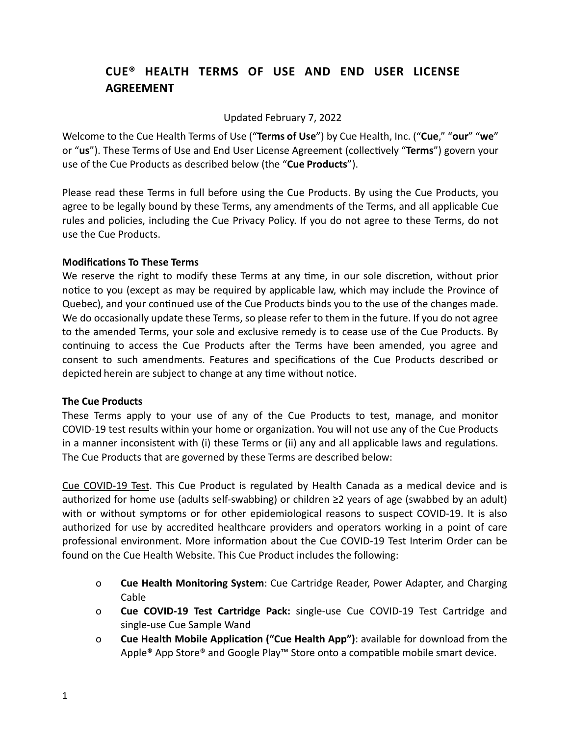# CUE® HEALTH TERMS OF USE AND END USER LICENSE AGREEMENT

Updated February 7, 2022

Welcome to the Cue Health Terms of Use ("**Terms of Use**") by Cue Health, Inc. ("**Cue**," "**our**" "**we**" or "**us**"). These Terms of Use and End User License Agreement (collectively "**Terms**") govern your use of the Cue Products as described below (the "**Cue Products**").

Please read these Terms in full before using the Cue Products. By using the Cue Products, you agree to be legally bound by these Terms, any amendments of the Terms, and all applicable Cue rules and policies, including the Cue Privacy Policy. If you do not agree to these Terms, do not use the Cue Products.

**Modifications To These Terms**

We reserve the right to modify these Terms at any time, in our sole discretion, without prior notice to you (except as may be required by applicable law, which may include the Province of Quebec), and your continued use of the Cue Products binds you to the use of the changes made. We do occasionally update these Terms, so please refer to them in the future. If you do not agree to the amended Terms, your sole and exclusive remedy is to cease use of the Cue Products. By continuing to access the Cue Products after the Terms have been amended, you agree and consent to such amendments. Features and specifications of the Cue Products described or depicted herein are subject to change at any time without notice.

**The Cue Products**

These Terms apply to your use of any of the Cue Products to test, manage, and monitor COVID-19 test results within your home or organization. You will not use any of the Cue Products in a manner inconsistent with (i) these Terms or (ii) any and all applicable laws and regulations. The Cue Products that are governed by these Terms are described below:

Cue COVID-19 Test. This Cue Product is regulated by Health Canada as a medical device and is authorized for home use (adults self-swabbing) or children ≥2 years of age (swabbed by an adult) with or without symptoms or for other epidemiological reasons to suspect COVID-19. It is also authorized for use by accredited healthcare providers and operators working in a point of care professional environment. More information about the Cue COVID-19 Test Interim Order can be found on the Cue Health Website. This Cue Product includes the following:

- **Cue Health Monitoring System**: Cue Cartridge Reader, Power Adapter, and Charging Cable
- **Cue COVID-19 Test Cartridge Pack:** single-use Cue COVID-19 Test Cartridge and single-use Cue Sample Wand
- **Cue Health Mobile Application ("Cue Health App")**: available for download from the Apple® App Store® and Google Play™ Store onto a compatible mobile smart device.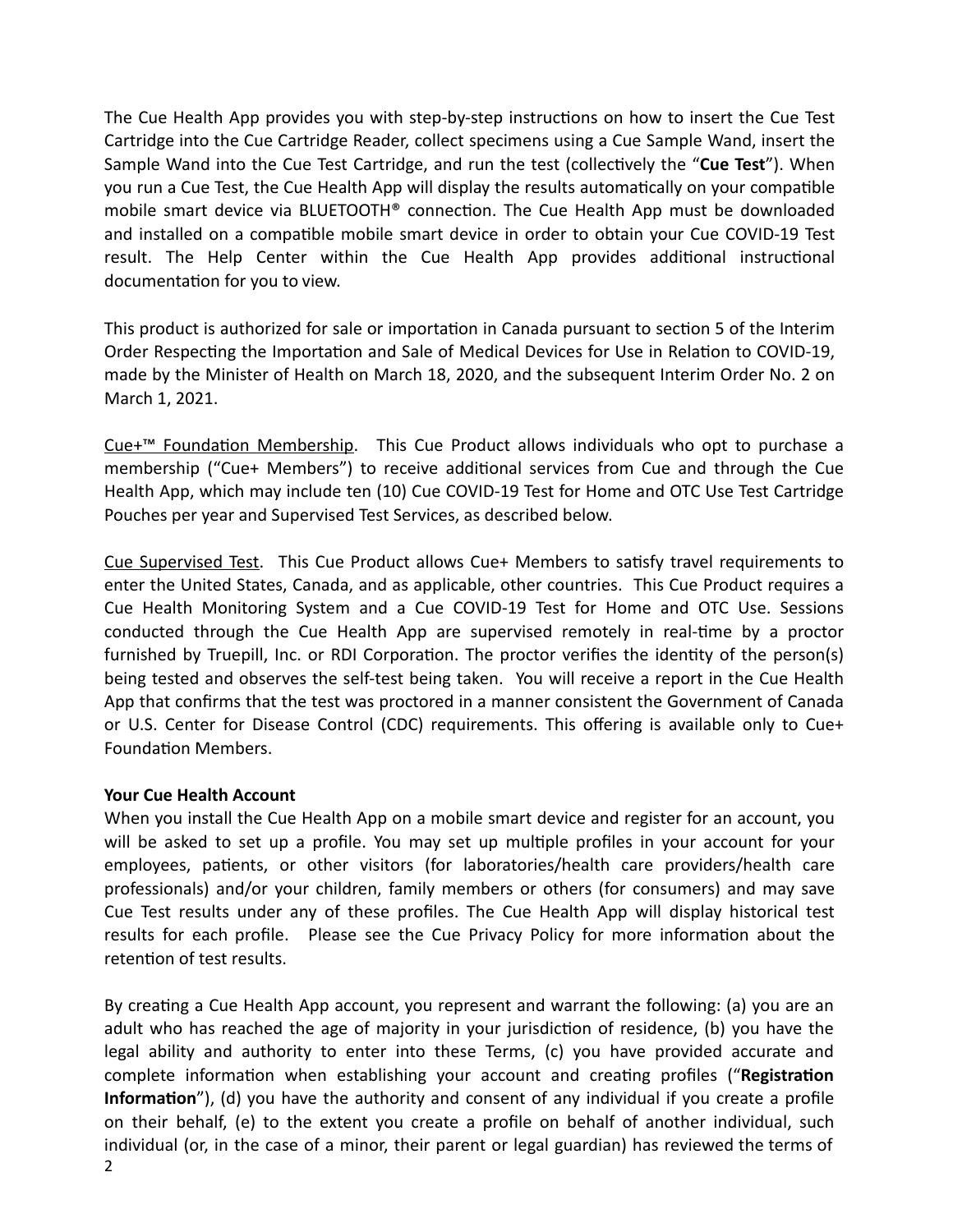The Cue Health App provides you with step-by-step instructions on how to insert the Cue Test Cartridge into the Cue Cartridge Reader, collect specimens using a Cue Sample Wand, insert the Sample Wand into the Cue Test Cartridge, and run the test (collectively the "**Cue Test**"). When you run a Cue Test, the Cue Health App will display the results automatically on your compatible mobile smart device via BLUETOOTH® connection. The Cue Health App must be downloaded and installed on a compatible mobile smart device in order to obtain your Cue COVID-19 Test result. The Help Center within the Cue Health App provides additional instructional documentation for you to view.

This product is authorized for sale or importation in Canada pursuant to section 5 of the Interim Order Respecting the Importation and Sale of Medical Devices for Use in Relation to COVID-19, made by the Minister of Health on March 18, 2020, and the subsequent Interim Order No. 2 on March 1, 2021.

<u>Cue+™ Foundation Membership</u>. This Cue Product allows individuals who opt to purchase a membership ("Cue+ Members") to receive additional services from Cue and through the Cue Health App, which may include ten (10) Cue COVID-19 Test for Home and OTC Use Test Cartridge Pouches per year and Supervised Test Services, as described below.

<u>Cue Supervised Test</u>. This Cue Product allows Cue+ Members to satisfy travel requirements to enter the United States, Canada, and as applicable, other countries. This Cue Product requires a Cue Health Monitoring System and a Cue COVID-19 Test for Home and OTC Use. Sessions conducted through the Cue Health App are supervised remotely in real-time by a proctor furnished by Truepill, Inc. or RDI Corporation. The proctor verifies the identity of the person(s) being tested and observes the self-test being taken. You will receive a report in the Cue Health App that confirms that the test was proctored in a manner consistent the Government of Canada or U.S. Center for Disease Control (CDC) requirements. This offering is available only to Cue+ Foundation Members.

**Your Cue Health Account**

When you install the Cue Health App on a mobile smart device and register for an account, you will be asked to set up a profile. You may set up multiple profiles in your account for your employees, patients, or other visitors (for laboratories/health care providers/health care professionals) and/or your children, family members or others (for consumers) and may save Cue Test results under any of these profiles. The Cue Health App will display historical test results for each profile. Please see the Cue Privacy Policy for more information about the retention of test results.

By creating a Cue Health App account, you represent and warrant the following: (a) you are an adult who has reached the age of majority in your jurisdiction of residence, (b) you have the legal ability and authority to enter into these Terms, (c) you have provided accurate and complete information when establishing your account and creating profiles ("**Registration Information**"), (d) you have the authority and consent of any individual if you create a profile on their behalf, (e) to the extent you create a profile on behalf of another individual, such individual (or, in the case of a minor, their parent or legal guardian) has reviewed the terms of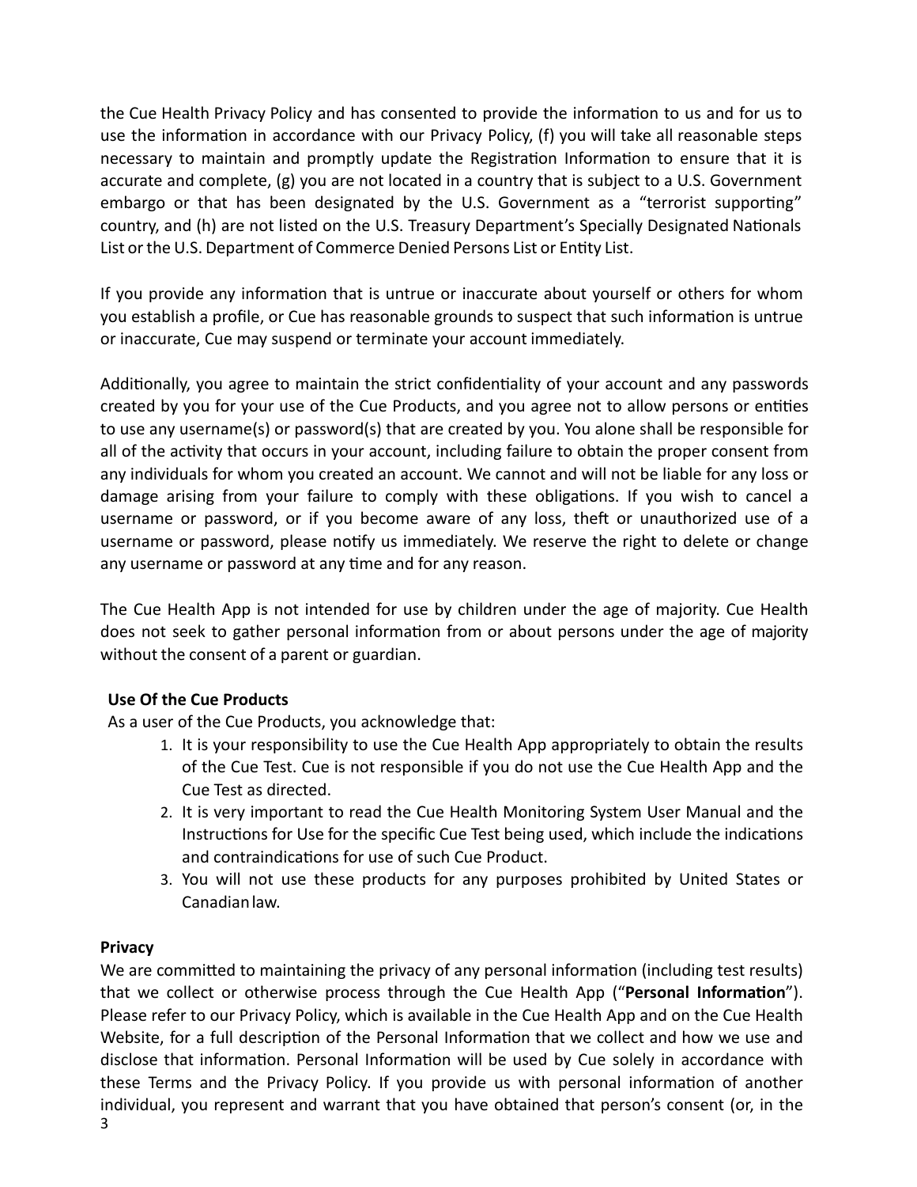the Cue Health Privacy Policy and has consented to provide the information to us and for us to use the information in accordance with our Privacy Policy, (f) you will take all reasonable steps necessary to maintain and promptly update the Registration Information to ensure that it is accurate and complete, (g) you are not located in a country that is subject to a U.S. Government embargo or that has been designated by the U.S. Government as a "terrorist supporting" country, and (h) are not listed on the U.S. Treasury Department's Specially Designated Nationals List or the U.S. Department of Commerce Denied Persons List or Entity List.

If you provide any information that is untrue or inaccurate about yourself or others for whom you establish a profile, or Cue has reasonable grounds to suspect that such information is untrue or inaccurate, Cue may suspend or terminate your account immediately.

Additionally, you agree to maintain the strict confidentiality of your account and any passwords created by you for your use of the Cue Products, and you agree not to allow persons or entities to use any username(s) or password(s) that are created by you. You alone shall be responsible for all of the activity that occurs in your account, including failure to obtain the proper consent from any individuals for whom you created an account. We cannot and will not be liable for any loss or damage arising from your failure to comply with these obligations. If you wish to cancel a username or password, or if you become aware of any loss, theft or unauthorized use of a username or password, please notify us immediately. We reserve the right to delete or change any username or password at any time and for any reason.

The Cue Health App is not intended for use by children under the age of majority. Cue Health does not seek to gather personal information from or about persons under the age of majority without the consent of a parent or guardian.

**Use Of the Cue Products**

As a user of the Cue Products, you acknowledge that:

1. It is your responsibility to use the Cue Health App appropriately to obtain the results of the Cue Test. Cue is not responsible if you do not use the Cue Health App and the Cue Test as directed.
2. It is very important to read the Cue Health Monitoring System User Manual and the Instructions for Use for the specific Cue Test being used, which include the indications and contraindications for use of such Cue Product.
3. You will not use these products for any purposes prohibited by United States or Canadian law.

**Privacy**

We are committed to maintaining the privacy of any personal information (including test results) that we collect or otherwise process through the Cue Health App ("**Personal Information**"). Please refer to our Privacy Policy, which is available in the Cue Health App and on the Cue Health Website, for a full description of the Personal Information that we collect and how we use and disclose that information. Personal Information will be used by Cue solely in accordance with these Terms and the Privacy Policy. If you provide us with personal information of another individual, you represent and warrant that you have obtained that person's consent (or, in the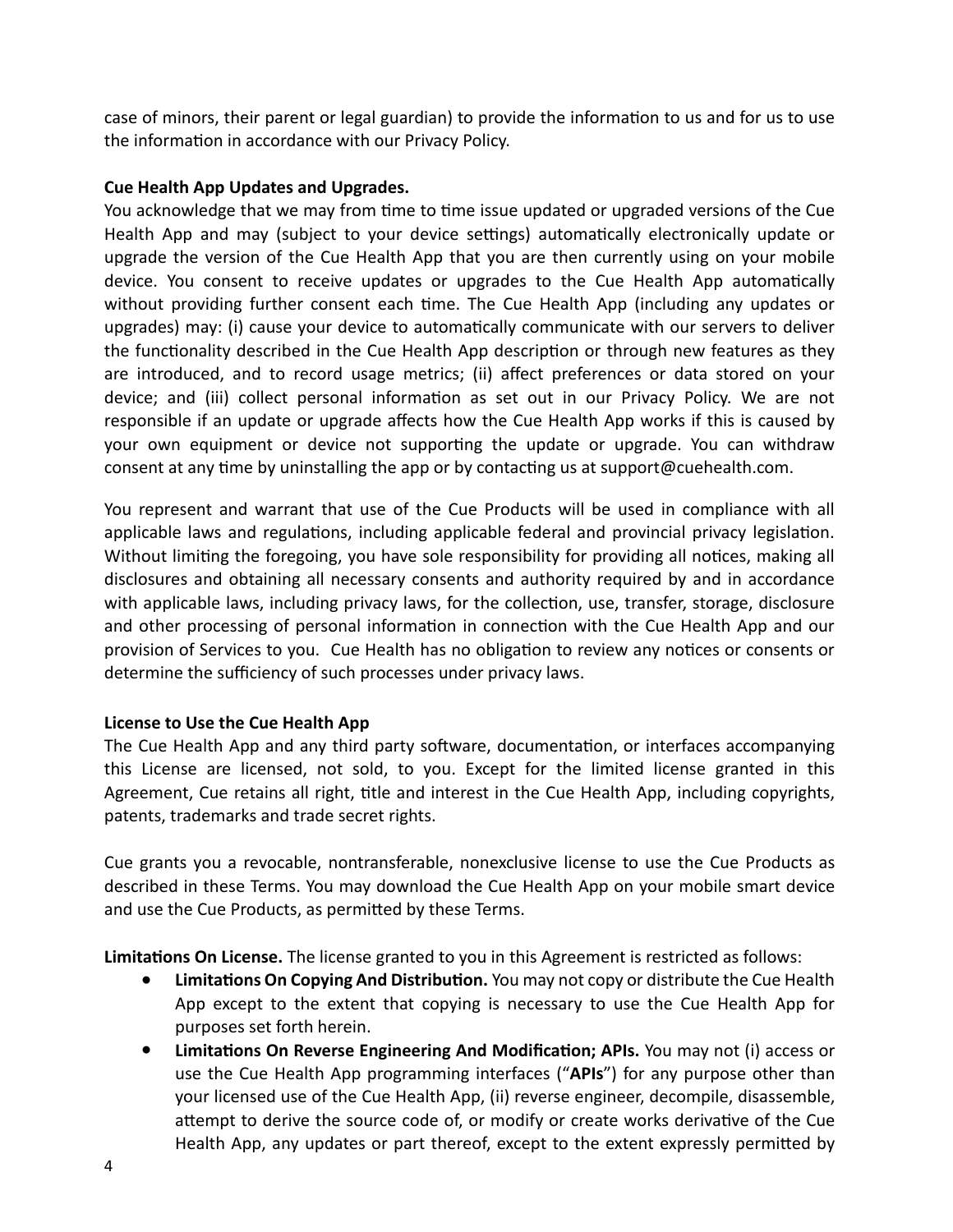case of minors, their parent or legal guardian) to provide the information to us and for us to use the information in accordance with our Privacy Policy.

**Cue Health App Updates and Upgrades.**

You acknowledge that we may from time to time issue updated or upgraded versions of the Cue Health App and may (subject to your device settings) automatically electronically update or upgrade the version of the Cue Health App that you are then currently using on your mobile device. You consent to receive updates or upgrades to the Cue Health App automatically without providing further consent each time. The Cue Health App (including any updates or upgrades) may: (i) cause your device to automatically communicate with our servers to deliver the functionality described in the Cue Health App description or through new features as they are introduced, and to record usage metrics; (ii) affect preferences or data stored on your device; and (iii) collect personal information as set out in our Privacy Policy. We are not responsible if an update or upgrade affects how the Cue Health App works if this is caused by your own equipment or device not supporting the update or upgrade. You can withdraw consent at any time by uninstalling the app or by contacting us at support@cuehealth.com.

You represent and warrant that use of the Cue Products will be used in compliance with all applicable laws and regulations, including applicable federal and provincial privacy legislation. Without limiting the foregoing, you have sole responsibility for providing all notices, making all disclosures and obtaining all necessary consents and authority required by and in accordance with applicable laws, including privacy laws, for the collection, use, transfer, storage, disclosure and other processing of personal information in connection with the Cue Health App and our provision of Services to you. Cue Health has no obligation to review any notices or consents or determine the sufficiency of such processes under privacy laws.

**License to Use the Cue Health App**

The Cue Health App and any third party software, documentation, or interfaces accompanying this License are licensed, not sold, to you. Except for the limited license granted in this Agreement, Cue retains all right, title and interest in the Cue Health App, including copyrights, patents, trademarks and trade secret rights.

Cue grants you a revocable, nontransferable, nonexclusive license to use the Cue Products as described in these Terms. You may download the Cue Health App on your mobile smart device and use the Cue Products, as permitted by these Terms.

**Limitations On License.** The license granted to you in this Agreement is restricted as follows:

- **Limitations On Copying And Distribution.** You may not copy or distribute the Cue Health App except to the extent that copying is necessary to use the Cue Health App for purposes set forth herein.
- **Limitations On Reverse Engineering And Modification; APIs.** You may not (i) access or use the Cue Health App programming interfaces ("**APIs**") for any purpose other than your licensed use of the Cue Health App, (ii) reverse engineer, decompile, disassemble, attempt to derive the source code of, or modify or create works derivative of the Cue Health App, any updates or part thereof, except to the extent expressly permitted by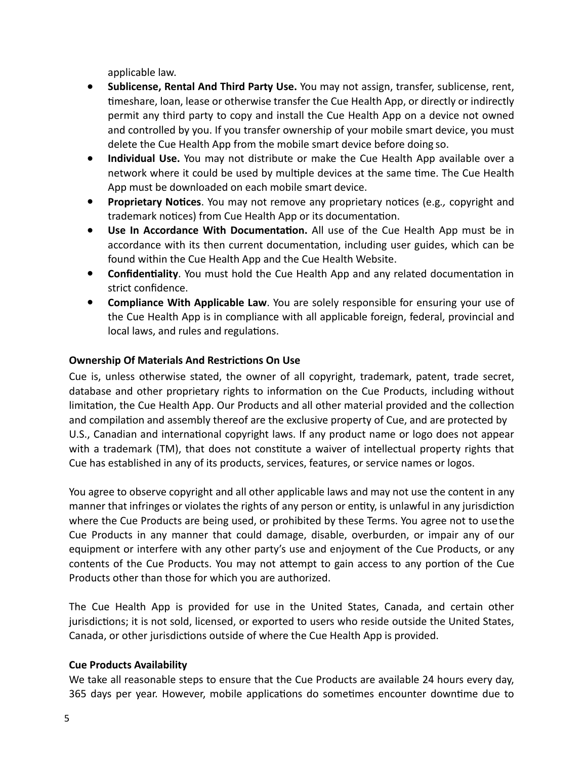applicable law.

- **Sublicense, Rental And Third Party Use.** You may not assign, transfer, sublicense, rent, timeshare, loan, lease or otherwise transfer the Cue Health App, or directly or indirectly permit any third party to copy and install the Cue Health App on a device not owned and controlled by you. If you transfer ownership of your mobile smart device, you must delete the Cue Health App from the mobile smart device before doing so.
- **Individual Use.** You may not distribute or make the Cue Health App available over a network where it could be used by multiple devices at the same time. The Cue Health App must be downloaded on each mobile smart device.
- **Proprietary Notices**. You may not remove any proprietary notices (e.g.*,* copyright and trademark notices) from Cue Health App or its documentation.
- **Use In Accordance With Documentation.** All use of the Cue Health App must be in accordance with its then current documentation, including user guides, which can be found within the Cue Health App and the Cue Health Website.
- **Confidentiality**. You must hold the Cue Health App and any related documentation in strict confidence.
- **Compliance With Applicable Law**. You are solely responsible for ensuring your use of the Cue Health App is in compliance with all applicable foreign, federal, provincial and local laws, and rules and regulations.

**Ownership Of Materials And Restrictions On Use**

Cue is, unless otherwise stated, the owner of all copyright, trademark, patent, trade secret, database and other proprietary rights to information on the Cue Products, including without limitation, the Cue Health App. Our Products and all other material provided and the collection and compilation and assembly thereof are the exclusive property of Cue, and are protected by U.S., Canadian and international copyright laws. If any product name or logo does not appear with a trademark (TM), that does not constitute a waiver of intellectual property rights that Cue has established in any of its products, services, features, or service names or logos.

You agree to observe copyright and all other applicable laws and may not use the content in any manner that infringes or violates the rights of any person or entity, is unlawful in any jurisdiction where the Cue Products are being used, or prohibited by these Terms. You agree not to use the Cue Products in any manner that could damage, disable, overburden, or impair any of our equipment or interfere with any other party's use and enjoyment of the Cue Products, or any contents of the Cue Products. You may not attempt to gain access to any portion of the Cue Products other than those for which you are authorized.

The Cue Health App is provided for use in the United States, Canada, and certain other jurisdictions; it is not sold, licensed, or exported to users who reside outside the United States, Canada, or other jurisdictions outside of where the Cue Health App is provided.

**Cue Products Availability**

We take all reasonable steps to ensure that the Cue Products are available 24 hours every day, 365 days per year. However, mobile applications do sometimes encounter downtime due to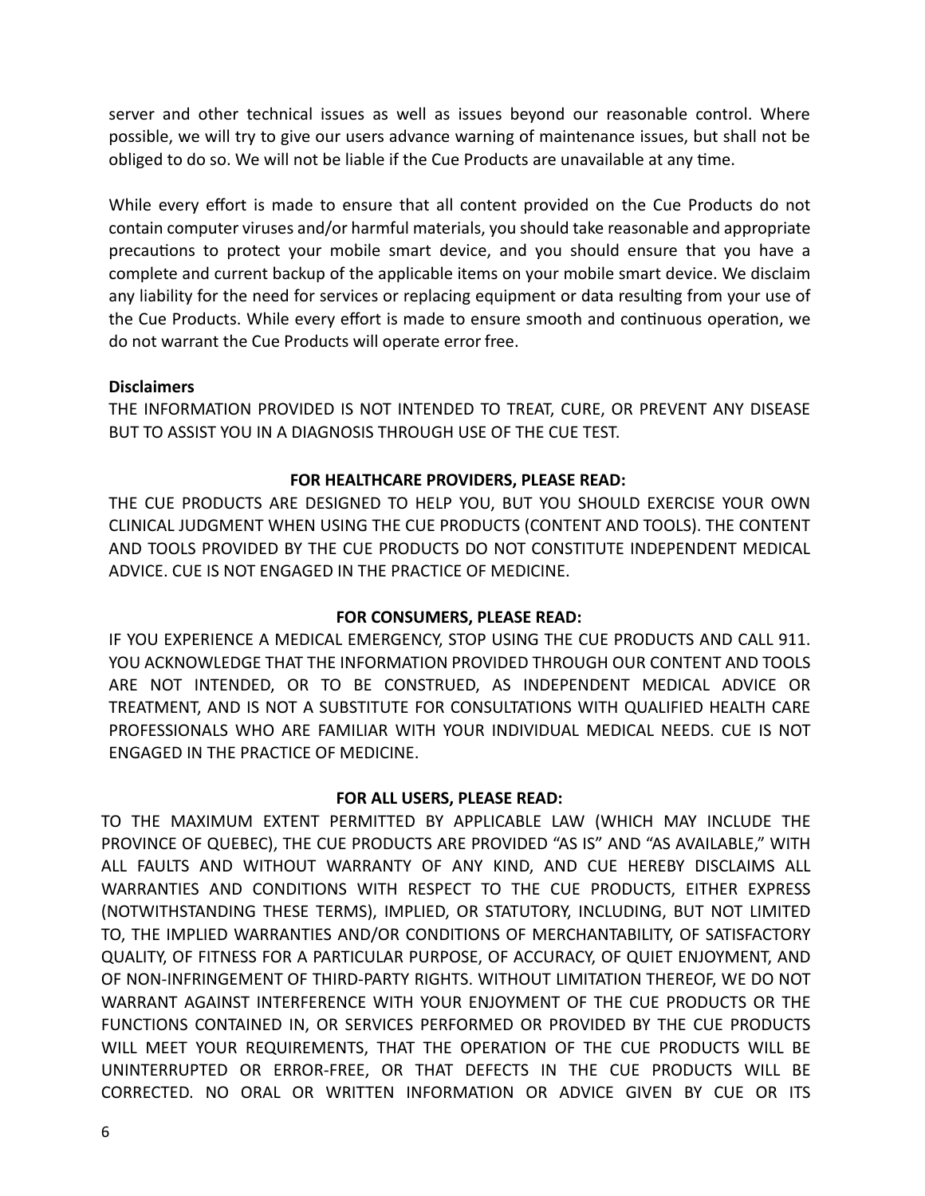server and other technical issues as well as issues beyond our reasonable control. Where possible, we will try to give our users advance warning of maintenance issues, but shall not be obliged to do so. We will not be liable if the Cue Products are unavailable at any time.

While every effort is made to ensure that all content provided on the Cue Products do not contain computer viruses and/or harmful materials, you should take reasonable and appropriate precautions to protect your mobile smart device, and you should ensure that you have a complete and current backup of the applicable items on your mobile smart device. We disclaim any liability for the need for services or replacing equipment or data resulting from your use of the Cue Products. While every effort is made to ensure smooth and continuous operation, we do not warrant the Cue Products will operate error free.

**Disclaimers**

THE INFORMATION PROVIDED IS NOT INTENDED TO TREAT, CURE, OR PREVENT ANY DISEASE BUT TO ASSIST YOU IN A DIAGNOSIS THROUGH USE OF THE CUE TEST.

**FOR HEALTHCARE PROVIDERS, PLEASE READ:**

THE CUE PRODUCTS ARE DESIGNED TO HELP YOU, BUT YOU SHOULD EXERCISE YOUR OWN CLINICAL JUDGMENT WHEN USING THE CUE PRODUCTS (CONTENT AND TOOLS). THE CONTENT AND TOOLS PROVIDED BY THE CUE PRODUCTS DO NOT CONSTITUTE INDEPENDENT MEDICAL ADVICE. CUE IS NOT ENGAGED IN THE PRACTICE OF MEDICINE.

**FOR CONSUMERS, PLEASE READ:**

IF YOU EXPERIENCE A MEDICAL EMERGENCY, STOP USING THE CUE PRODUCTS AND CALL 911. YOU ACKNOWLEDGE THAT THE INFORMATION PROVIDED THROUGH OUR CONTENT AND TOOLS ARE NOT INTENDED, OR TO BE CONSTRUED, AS INDEPENDENT MEDICAL ADVICE OR TREATMENT, AND IS NOT A SUBSTITUTE FOR CONSULTATIONS WITH QUALIFIED HEALTH CARE PROFESSIONALS WHO ARE FAMILIAR WITH YOUR INDIVIDUAL MEDICAL NEEDS. CUE IS NOT ENGAGED IN THE PRACTICE OF MEDICINE.

**FOR ALL USERS, PLEASE READ:**

TO THE MAXIMUM EXTENT PERMITTED BY APPLICABLE LAW (WHICH MAY INCLUDE THE PROVINCE OF QUEBEC), THE CUE PRODUCTS ARE PROVIDED "AS IS" AND "AS AVAILABLE," WITH ALL FAULTS AND WITHOUT WARRANTY OF ANY KIND, AND CUE HEREBY DISCLAIMS ALL WARRANTIES AND CONDITIONS WITH RESPECT TO THE CUE PRODUCTS, EITHER EXPRESS (NOTWITHSTANDING THESE TERMS), IMPLIED, OR STATUTORY, INCLUDING, BUT NOT LIMITED TO, THE IMPLIED WARRANTIES AND/OR CONDITIONS OF MERCHANTABILITY, OF SATISFACTORY QUALITY, OF FITNESS FOR A PARTICULAR PURPOSE, OF ACCURACY, OF QUIET ENJOYMENT, AND OF NON-INFRINGEMENT OF THIRD-PARTY RIGHTS. WITHOUT LIMITATION THEREOF, WE DO NOT WARRANT AGAINST INTERFERENCE WITH YOUR ENJOYMENT OF THE CUE PRODUCTS OR THE FUNCTIONS CONTAINED IN, OR SERVICES PERFORMED OR PROVIDED BY THE CUE PRODUCTS WILL MEET YOUR REQUIREMENTS, THAT THE OPERATION OF THE CUE PRODUCTS WILL BE UNINTERRUPTED OR ERROR-FREE, OR THAT DEFECTS IN THE CUE PRODUCTS WILL BE CORRECTED. NO ORAL OR WRITTEN INFORMATION OR ADVICE GIVEN BY CUE OR ITS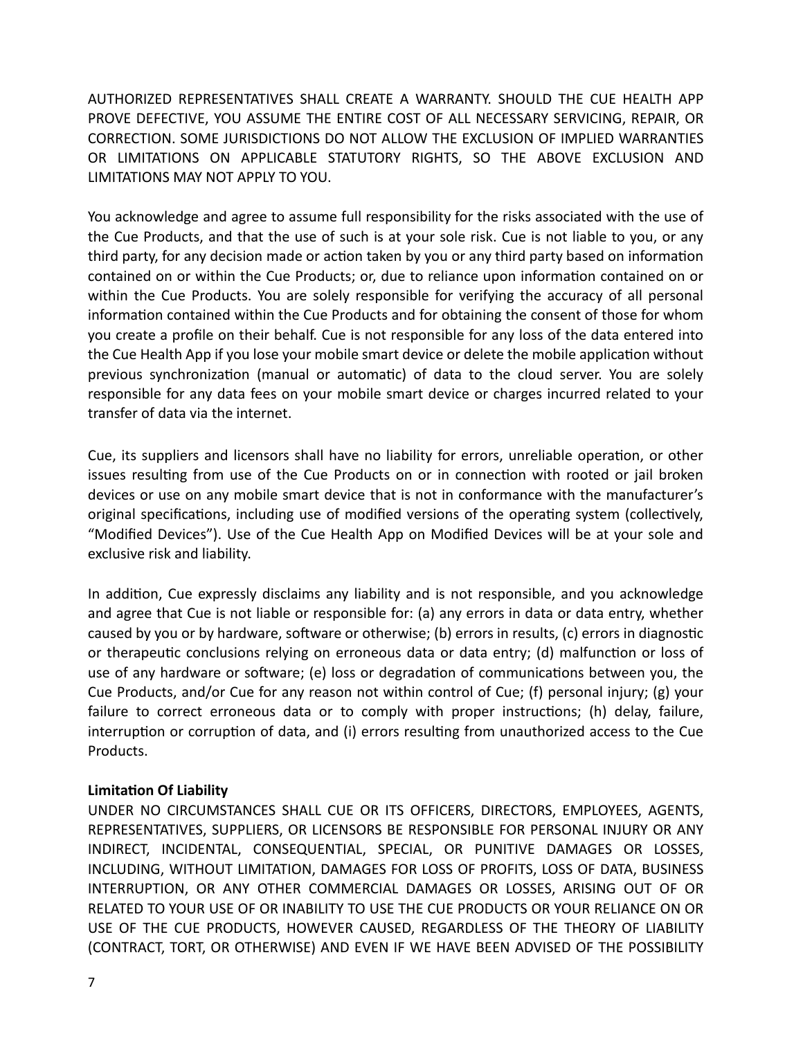AUTHORIZED REPRESENTATIVES SHALL CREATE A WARRANTY. SHOULD THE CUE HEALTH APP PROVE DEFECTIVE, YOU ASSUME THE ENTIRE COST OF ALL NECESSARY SERVICING, REPAIR, OR CORRECTION. SOME JURISDICTIONS DO NOT ALLOW THE EXCLUSION OF IMPLIED WARRANTIES OR LIMITATIONS ON APPLICABLE STATUTORY RIGHTS, SO THE ABOVE EXCLUSION AND LIMITATIONS MAY NOT APPLY TO YOU.

You acknowledge and agree to assume full responsibility for the risks associated with the use of the Cue Products, and that the use of such is at your sole risk. Cue is not liable to you, or any third party, for any decision made or action taken by you or any third party based on information contained on or within the Cue Products; or, due to reliance upon information contained on or within the Cue Products. You are solely responsible for verifying the accuracy of all personal information contained within the Cue Products and for obtaining the consent of those for whom you create a profile on their behalf. Cue is not responsible for any loss of the data entered into the Cue Health App if you lose your mobile smart device or delete the mobile application without previous synchronization (manual or automatic) of data to the cloud server. You are solely responsible for any data fees on your mobile smart device or charges incurred related to your transfer of data via the internet.

Cue, its suppliers and licensors shall have no liability for errors, unreliable operation, or other issues resulting from use of the Cue Products on or in connection with rooted or jail broken devices or use on any mobile smart device that is not in conformance with the manufacturer's original specifications, including use of modified versions of the operating system (collectively, "Modified Devices"). Use of the Cue Health App on Modified Devices will be at your sole and exclusive risk and liability.

In addition, Cue expressly disclaims any liability and is not responsible, and you acknowledge and agree that Cue is not liable or responsible for: (a) any errors in data or data entry, whether caused by you or by hardware, software or otherwise; (b) errors in results, (c) errors in diagnostic or therapeutic conclusions relying on erroneous data or data entry; (d) malfunction or loss of use of any hardware or software; (e) loss or degradation of communications between you, the Cue Products, and/or Cue for any reason not within control of Cue; (f) personal injury; (g) your failure to correct erroneous data or to comply with proper instructions; (h) delay, failure, interruption or corruption of data, and (i) errors resulting from unauthorized access to the Cue Products.

**Limitation Of Liability**

UNDER NO CIRCUMSTANCES SHALL CUE OR ITS OFFICERS, DIRECTORS, EMPLOYEES, AGENTS, REPRESENTATIVES, SUPPLIERS, OR LICENSORS BE RESPONSIBLE FOR PERSONAL INJURY OR ANY INDIRECT, INCIDENTAL, CONSEQUENTIAL, SPECIAL, OR PUNITIVE DAMAGES OR LOSSES, INCLUDING, WITHOUT LIMITATION, DAMAGES FOR LOSS OF PROFITS, LOSS OF DATA, BUSINESS INTERRUPTION, OR ANY OTHER COMMERCIAL DAMAGES OR LOSSES, ARISING OUT OF OR RELATED TO YOUR USE OF OR INABILITY TO USE THE CUE PRODUCTS OR YOUR RELIANCE ON OR USE OF THE CUE PRODUCTS, HOWEVER CAUSED, REGARDLESS OF THE THEORY OF LIABILITY (CONTRACT, TORT, OR OTHERWISE) AND EVEN IF WE HAVE BEEN ADVISED OF THE POSSIBILITY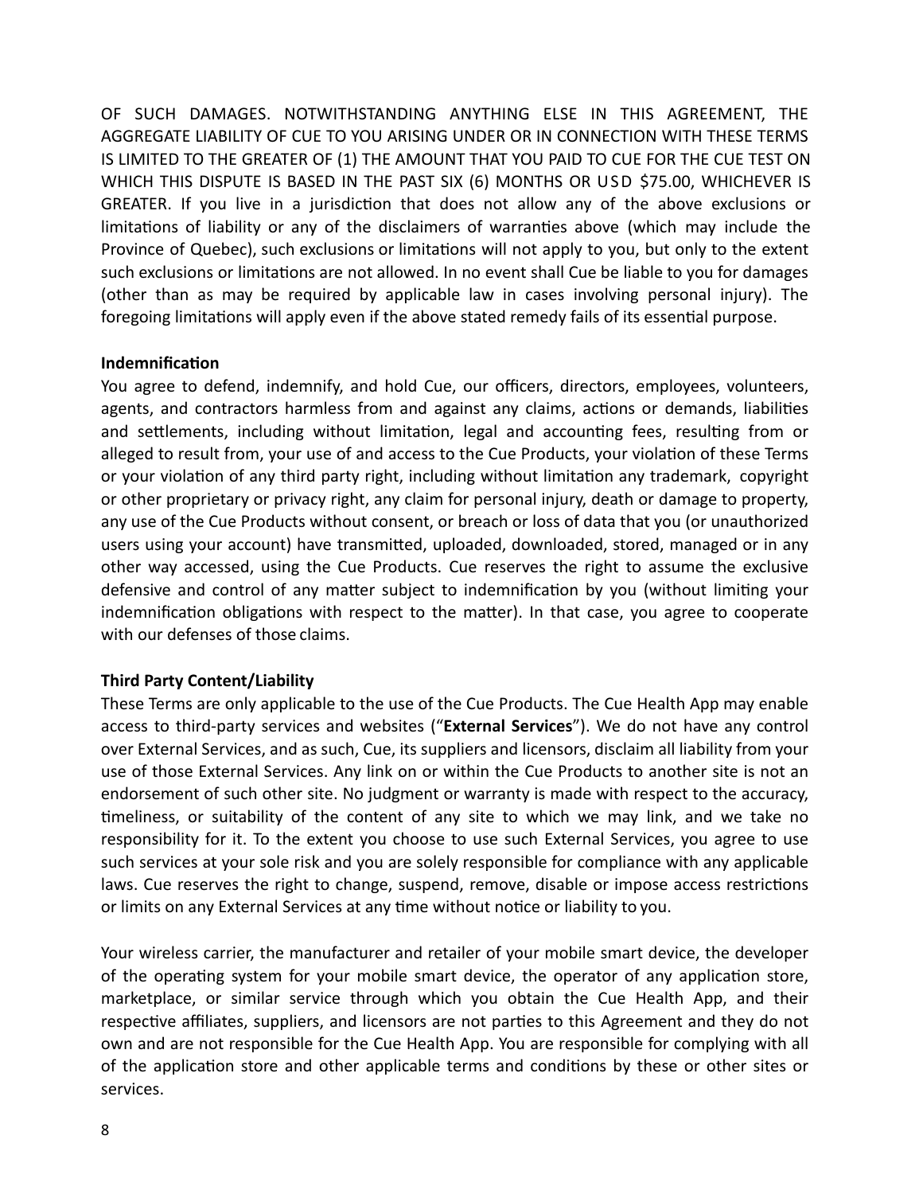OF SUCH DAMAGES. NOTWITHSTANDING ANYTHING ELSE IN THIS AGREEMENT, THE AGGREGATE LIABILITY OF CUE TO YOU ARISING UNDER OR IN CONNECTION WITH THESE TERMS IS LIMITED TO THE GREATER OF (1) THE AMOUNT THAT YOU PAID TO CUE FOR THE CUE TEST ON WHICH THIS DISPUTE IS BASED IN THE PAST SIX (6) MONTHS OR USD $75.00, WHICHEVER IS GREATER. If you live in a jurisdiction that does not allow any of the above exclusions or limitations of liability or any of the disclaimers of warranties above (which may include the Province of Quebec), such exclusions or limitations will not apply to you, but only to the extent such exclusions or limitations are not allowed. In no event shall Cue be liable to you for damages (other than as may be required by applicable law in cases involving personal injury). The foregoing limitations will apply even if the above stated remedy fails of its essential purpose.

**Indemnification**

You agree to defend, indemnify, and hold Cue, our officers, directors, employees, volunteers, agents, and contractors harmless from and against any claims, actions or demands, liabilities and settlements, including without limitation, legal and accounting fees, resulting from or alleged to result from, your use of and access to the Cue Products, your violation of these Terms or your violation of any third party right, including without limitation any trademark, copyright or other proprietary or privacy right, any claim for personal injury, death or damage to property, any use of the Cue Products without consent, or breach or loss of data that you (or unauthorized users using your account) have transmitted, uploaded, downloaded, stored, managed or in any other way accessed, using the Cue Products. Cue reserves the right to assume the exclusive defensive and control of any matter subject to indemnification by you (without limiting your indemnification obligations with respect to the matter). In that case, you agree to cooperate with our defenses of those claims.

**Third Party Content/Liability**

These Terms are only applicable to the use of the Cue Products. The Cue Health App may enable access to third-party services and websites ("**External Services**"). We do not have any control over External Services, and as such, Cue, its suppliers and licensors, disclaim all liability from your use of those External Services. Any link on or within the Cue Products to another site is not an endorsement of such other site. No judgment or warranty is made with respect to the accuracy, timeliness, or suitability of the content of any site to which we may link, and we take no responsibility for it. To the extent you choose to use such External Services, you agree to use such services at your sole risk and you are solely responsible for compliance with any applicable laws. Cue reserves the right to change, suspend, remove, disable or impose access restrictions or limits on any External Services at any time without notice or liability to you.

Your wireless carrier, the manufacturer and retailer of your mobile smart device, the developer of the operating system for your mobile smart device, the operator of any application store, marketplace, or similar service through which you obtain the Cue Health App, and their respective affiliates, suppliers, and licensors are not parties to this Agreement and they do not own and are not responsible for the Cue Health App. You are responsible for complying with all of the application store and other applicable terms and conditions by these or other sites or services.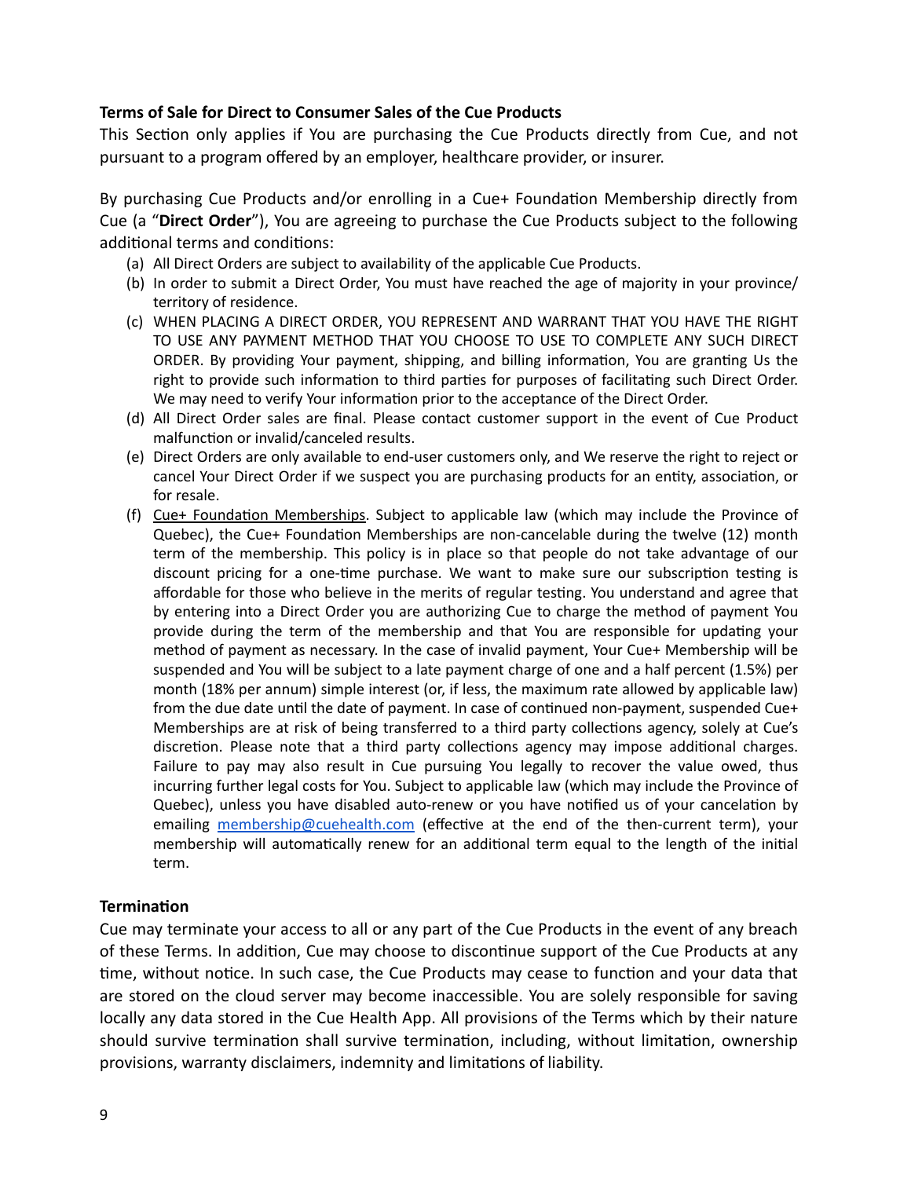**Terms of Sale for Direct to Consumer Sales of the Cue Products**

This Section only applies if You are purchasing the Cue Products directly from Cue, and not pursuant to a program offered by an employer, healthcare provider, or insurer.

By purchasing Cue Products and/or enrolling in a Cue+ Foundation Membership directly from Cue (a "**Direct Order**"), You are agreeing to purchase the Cue Products subject to the following additional terms and conditions:

(a) All Direct Orders are subject to availability of the applicable Cue Products.

(b) In order to submit a Direct Order, You must have reached the age of majority in your province/ territory of residence.

(c) WHEN PLACING A DIRECT ORDER, YOU REPRESENT AND WARRANT THAT YOU HAVE THE RIGHT TO USE ANY PAYMENT METHOD THAT YOU CHOOSE TO USE TO COMPLETE ANY SUCH DIRECT ORDER. By providing Your payment, shipping, and billing information, You are granting Us the right to provide such information to third parties for purposes of facilitating such Direct Order. We may need to verify Your information prior to the acceptance of the Direct Order.

(d) All Direct Order sales are final. Please contact customer support in the event of Cue Product malfunction or invalid/canceled results.

(e) Direct Orders are only available to end-user customers only, and We reserve the right to reject or cancel Your Direct Order if we suspect you are purchasing products for an entity, association, or for resale.

(f) Cue+ Foundation Memberships. Subject to applicable law (which may include the Province of Quebec), the Cue+ Foundation Memberships are non-cancelable during the twelve (12) month term of the membership. This policy is in place so that people do not take advantage of our discount pricing for a one-time purchase. We want to make sure our subscription testing is affordable for those who believe in the merits of regular testing. You understand and agree that by entering into a Direct Order you are authorizing Cue to charge the method of payment You provide during the term of the membership and that You are responsible for updating your method of payment as necessary. In the case of invalid payment, Your Cue+ Membership will be suspended and You will be subject to a late payment charge of one and a half percent (1.5%) per month (18% per annum) simple interest (or, if less, the maximum rate allowed by applicable law) from the due date until the date of payment. In case of continued non-payment, suspended Cue+ Memberships are at risk of being transferred to a third party collections agency, solely at Cue's discretion. Please note that a third party collections agency may impose additional charges. Failure to pay may also result in Cue pursuing You legally to recover the value owed, thus incurring further legal costs for You. Subject to applicable law (which may include the Province of Quebec), unless you have disabled auto-renew or you have notified us of your cancelation by emailing membership@cuehealth.com (effective at the end of the then-current term), your membership will automatically renew for an additional term equal to the length of the initial term.

**Termination**

Cue may terminate your access to all or any part of the Cue Products in the event of any breach of these Terms. In addition, Cue may choose to discontinue support of the Cue Products at any time, without notice. In such case, the Cue Products may cease to function and your data that are stored on the cloud server may become inaccessible. You are solely responsible for saving locally any data stored in the Cue Health App. All provisions of the Terms which by their nature should survive termination shall survive termination, including, without limitation, ownership provisions, warranty disclaimers, indemnity and limitations of liability.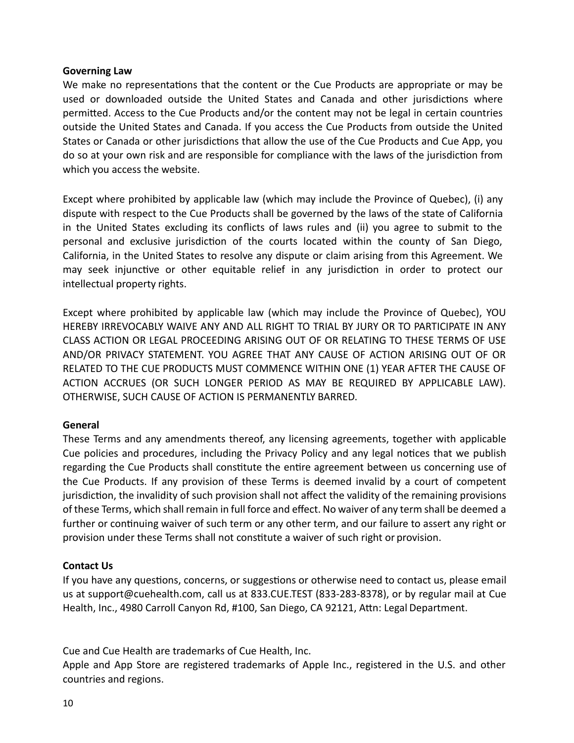**Governing Law**

We make no representations that the content or the Cue Products are appropriate or may be used or downloaded outside the United States and Canada and other jurisdictions where permitted. Access to the Cue Products and/or the content may not be legal in certain countries outside the United States and Canada. If you access the Cue Products from outside the United States or Canada or other jurisdictions that allow the use of the Cue Products and Cue App, you do so at your own risk and are responsible for compliance with the laws of the jurisdiction from which you access the website.

Except where prohibited by applicable law (which may include the Province of Quebec), (i) any dispute with respect to the Cue Products shall be governed by the laws of the state of California in the United States excluding its conflicts of laws rules and (ii) you agree to submit to the personal and exclusive jurisdiction of the courts located within the county of San Diego, California, in the United States to resolve any dispute or claim arising from this Agreement. We may seek injunctive or other equitable relief in any jurisdiction in order to protect our intellectual property rights.

Except where prohibited by applicable law (which may include the Province of Quebec), YOU HEREBY IRREVOCABLY WAIVE ANY AND ALL RIGHT TO TRIAL BY JURY OR TO PARTICIPATE IN ANY CLASS ACTION OR LEGAL PROCEEDING ARISING OUT OF OR RELATING TO THESE TERMS OF USE AND/OR PRIVACY STATEMENT. YOU AGREE THAT ANY CAUSE OF ACTION ARISING OUT OF OR RELATED TO THE CUE PRODUCTS MUST COMMENCE WITHIN ONE (1) YEAR AFTER THE CAUSE OF ACTION ACCRUES (OR SUCH LONGER PERIOD AS MAY BE REQUIRED BY APPLICABLE LAW). OTHERWISE, SUCH CAUSE OF ACTION IS PERMANENTLY BARRED.

**General**

These Terms and any amendments thereof, any licensing agreements, together with applicable Cue policies and procedures, including the Privacy Policy and any legal notices that we publish regarding the Cue Products shall constitute the entire agreement between us concerning use of the Cue Products. If any provision of these Terms is deemed invalid by a court of competent jurisdiction, the invalidity of such provision shall not affect the validity of the remaining provisions of these Terms, which shall remain in full force and effect. No waiver of any term shall be deemed a further or continuing waiver of such term or any other term, and our failure to assert any right or provision under these Terms shall not constitute a waiver of such right or provision.

**Contact Us**

If you have any questions, concerns, or suggestions or otherwise need to contact us, please email us at support@cuehealth.com, call us at 833.CUE.TEST (833-283-8378), or by regular mail at Cue Health, Inc., 4980 Carroll Canyon Rd, #100, San Diego, CA 92121, Attn: Legal Department.

Cue and Cue Health are trademarks of Cue Health, Inc.
Apple and App Store are registered trademarks of Apple Inc., registered in the U.S. and other countries and regions.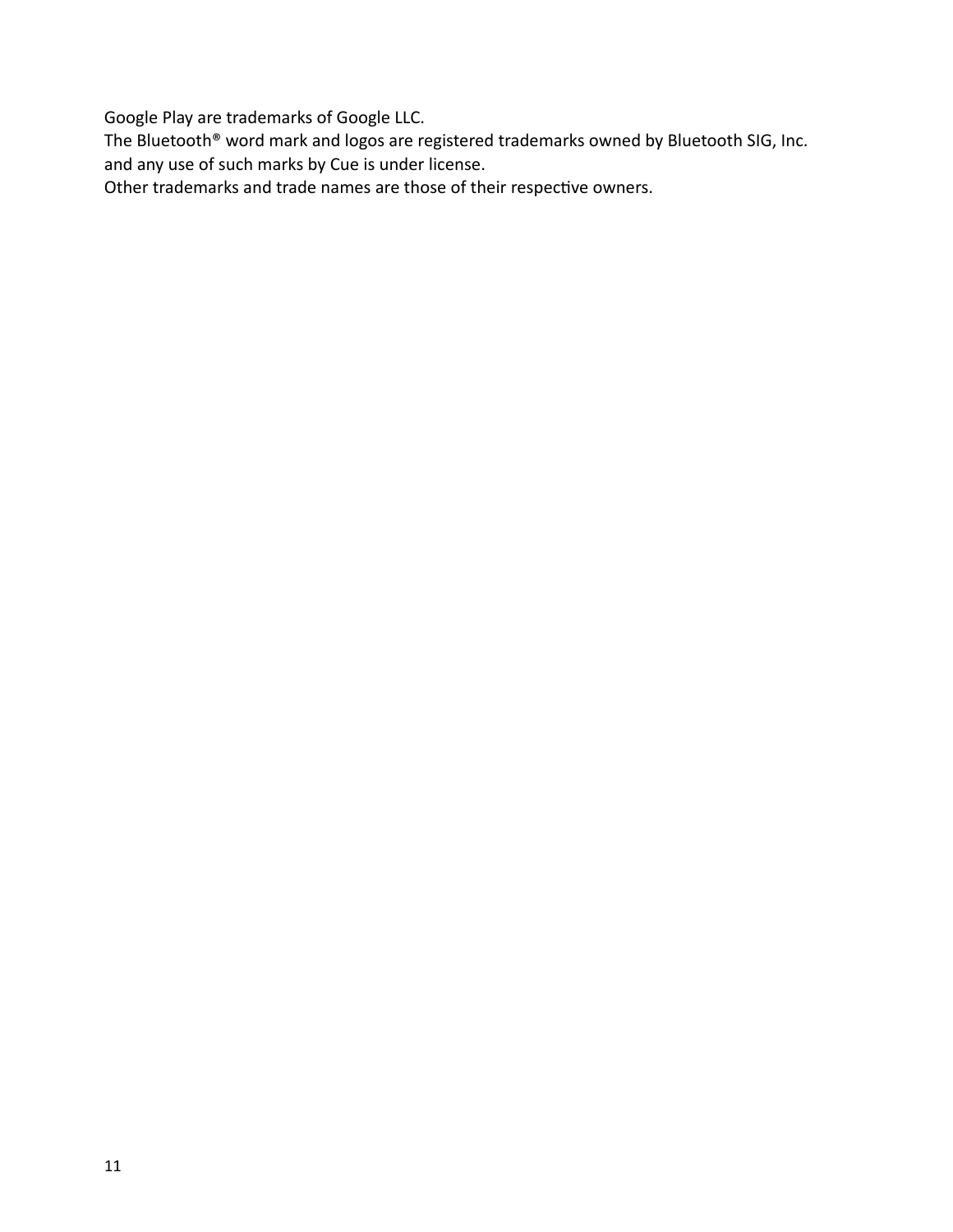Google Play are trademarks of Google LLC.
The Bluetooth® word mark and logos are registered trademarks owned by Bluetooth SIG, Inc. and any use of such marks by Cue is under license.
Other trademarks and trade names are those of their respective owners.